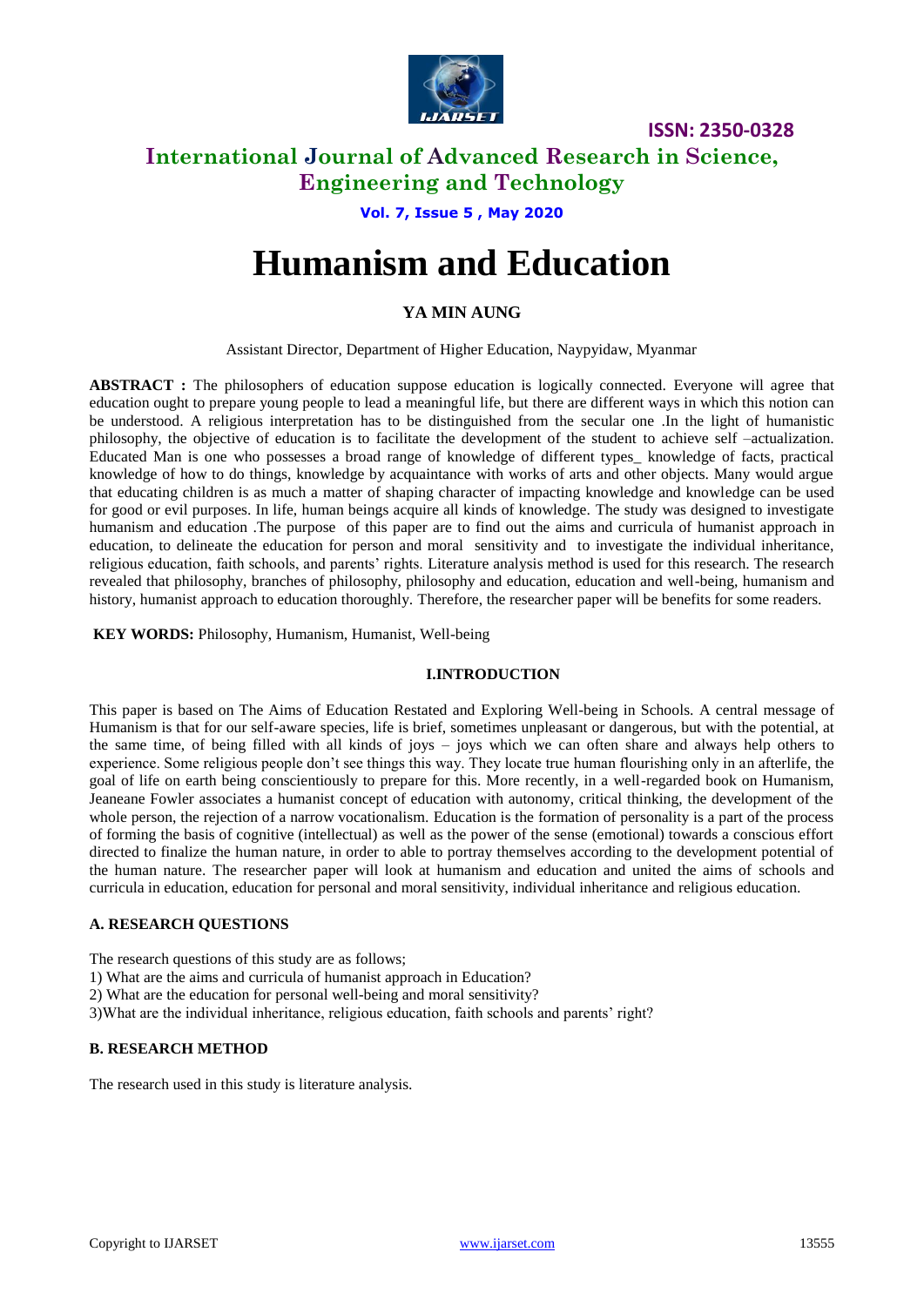# Humanism and Education

**YA MIN AUNG**

Assistant Director, Department of Higher Education, Naypyidaw, Myanmar

**ABSTRACT :** The philosophers of education suppose education is logically connected. Everyone will agree that education ought to prepare young people to lead a meaningful life, but there are different ways in which this notion can be understood. A religious interpretation has to be distinguished from the secular one .In the light of humanistic philosophy, the objective of education is to facilitate the development of the student to achieve self –actualization. Educated Man is one who possesses a broad range of knowledge of different types_ knowledge of facts, practical knowledge of how to do things, knowledge by acquaintance with works of arts and other objects. Many would argue that educating children is as much a matter of shaping character of impacting knowledge and knowledge can be used for good or evil purposes. In life, human beings acquire all kinds of knowledge. The study was designed to investigate humanism and education .The purpose of this paper are to find out the aims and curricula of humanist approach in education, to delineate the education for person and moral sensitivity and to investigate the individual inheritance, religious education, faith schools, and parents' rights. Literature analysis method is used for this research. The research revealed that philosophy, branches of philosophy, philosophy and education, education and well-being, humanism and history, humanist approach to education thoroughly. Therefore, the researcher paper will be benefits for some readers.

**KEY WORDS:** Philosophy, Humanism, Humanist, Well-being

## I.INTRODUCTION

This paper is based on The Aims of Education Restated and Exploring Well-being in Schools. A central message of Humanism is that for our self-aware species, life is brief, sometimes unpleasant or dangerous, but with the potential, at the same time, of being filled with all kinds of joys – joys which we can often share and always help others to experience. Some religious people don't see things this way. They locate true human flourishing only in an afterlife, the goal of life on earth being conscientiously to prepare for this. More recently, in a well-regarded book on Humanism, Jeaneane Fowler associates a humanist concept of education with autonomy, critical thinking, the development of the whole person, the rejection of a narrow vocationalism. Education is the formation of personality is a part of the process of forming the basis of cognitive (intellectual) as well as the power of the sense (emotional) towards a conscious effort directed to finalize the human nature, in order to able to portray themselves according to the development potential of the human nature. The researcher paper will look at humanism and education and united the aims of schools and curricula in education, education for personal and moral sensitivity, individual inheritance and religious education.

### A. RESEARCH QUESTIONS

The research questions of this study are as follows;

1) What are the aims and curricula of humanist approach in Education?
2) What are the education for personal well-being and moral sensitivity?
3)What are the individual inheritance, religious education, faith schools and parents' right?

### B. RESEARCH METHOD

The research used in this study is literature analysis.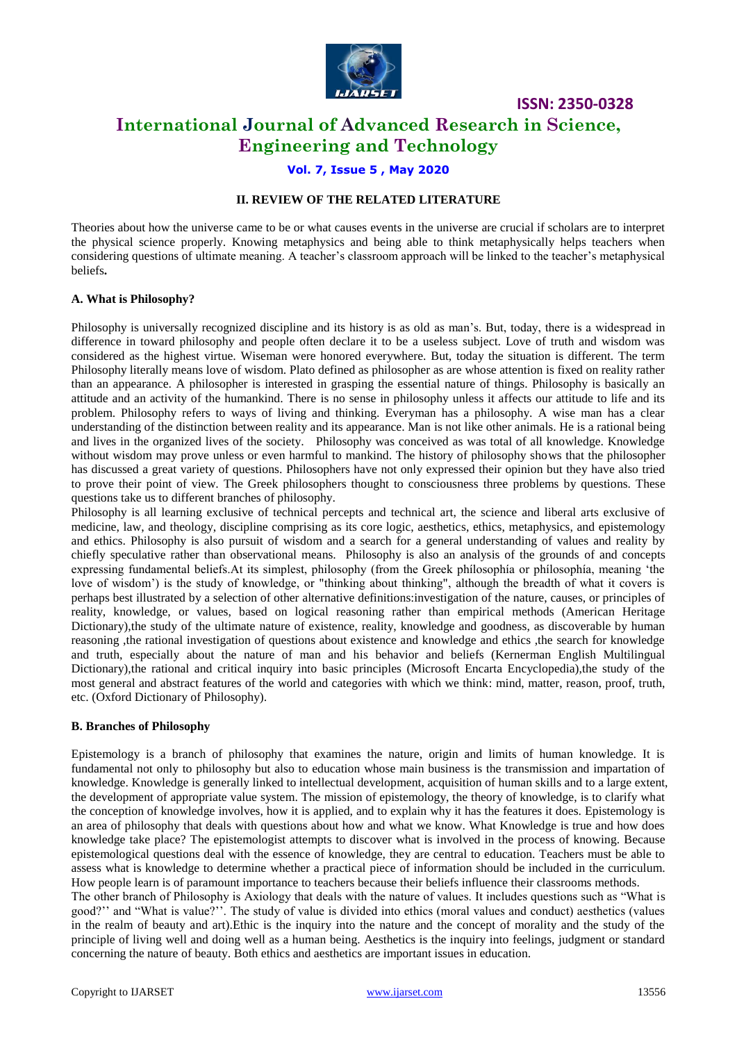## II. REVIEW OF THE RELATED LITERATURE

Theories about how the universe came to be or what causes events in the universe are crucial if scholars are to interpret the physical science properly. Knowing metaphysics and being able to think metaphysically helps teachers when considering questions of ultimate meaning. A teacher's classroom approach will be linked to the teacher's metaphysical beliefs**.**

### A. What is Philosophy?

Philosophy is universally recognized discipline and its history is as old as man's. But, today, there is a widespread in difference in toward philosophy and people often declare it to be a useless subject. Love of truth and wisdom was considered as the highest virtue. Wiseman were honored everywhere. But, today the situation is different. The term Philosophy literally means love of wisdom. Plato defined as philosopher as are whose attention is fixed on reality rather than an appearance. A philosopher is interested in grasping the essential nature of things. Philosophy is basically an attitude and an activity of the humankind. There is no sense in philosophy unless it affects our attitude to life and its problem. Philosophy refers to ways of living and thinking. Everyman has a philosophy. A wise man has a clear understanding of the distinction between reality and its appearance. Man is not like other animals. He is a rational being and lives in the organized lives of the society. Philosophy was conceived as was total of all knowledge. Knowledge without wisdom may prove unless or even harmful to mankind. The history of philosophy shows that the philosopher has discussed a great variety of questions. Philosophers have not only expressed their opinion but they have also tried to prove their point of view. The Greek philosophers thought to consciousness three problems by questions. These questions take us to different branches of philosophy.

Philosophy is all learning exclusive of technical percepts and technical art, the science and liberal arts exclusive of medicine, law, and theology, discipline comprising as its core logic, aesthetics, ethics, metaphysics, and epistemology and ethics. Philosophy is also pursuit of wisdom and a search for a general understanding of values and reality by chiefly speculative rather than observational means. Philosophy is also an analysis of the grounds of and concepts expressing fundamental beliefs.At its simplest, philosophy (from the Greek phílosophía or phílosophía, meaning 'the love of wisdom') is the study of knowledge, or "thinking about thinking", although the breadth of what it covers is perhaps best illustrated by a selection of other alternative definitions:investigation of the nature, causes, or principles of reality, knowledge, or values, based on logical reasoning rather than empirical methods (American Heritage Dictionary),the study of the ultimate nature of existence, reality, knowledge and goodness, as discoverable by human reasoning ,the rational investigation of questions about existence and knowledge and ethics ,the search for knowledge and truth, especially about the nature of man and his behavior and beliefs (Kernerman English Multilingual Dictionary),the rational and critical inquiry into basic principles (Microsoft Encarta Encyclopedia),the study of the most general and abstract features of the world and categories with which we think: mind, matter, reason, proof, truth, etc. (Oxford Dictionary of Philosophy).

### B. Branches of Philosophy

Epistemology is a branch of philosophy that examines the nature, origin and limits of human knowledge. It is fundamental not only to philosophy but also to education whose main business is the transmission and impartation of knowledge. Knowledge is generally linked to intellectual development, acquisition of human skills and to a large extent, the development of appropriate value system. The mission of epistemology, the theory of knowledge, is to clarify what the conception of knowledge involves, how it is applied, and to explain why it has the features it does. Epistemology is an area of philosophy that deals with questions about how and what we know. What Knowledge is true and how does knowledge take place? The epistemologist attempts to discover what is involved in the process of knowing. Because epistemological questions deal with the essence of knowledge, they are central to education. Teachers must be able to assess what is knowledge to determine whether a practical piece of information should be included in the curriculum. How people learn is of paramount importance to teachers because their beliefs influence their classrooms methods.

The other branch of Philosophy is Axiology that deals with the nature of values. It includes questions such as "What is good?'' and "What is value?''. The study of value is divided into ethics (moral values and conduct) aesthetics (values in the realm of beauty and art).Ethic is the inquiry into the nature and the concept of morality and the study of the principle of living well and doing well as a human being. Aesthetics is the inquiry into feelings, judgment or standard concerning the nature of beauty. Both ethics and aesthetics are important issues in education.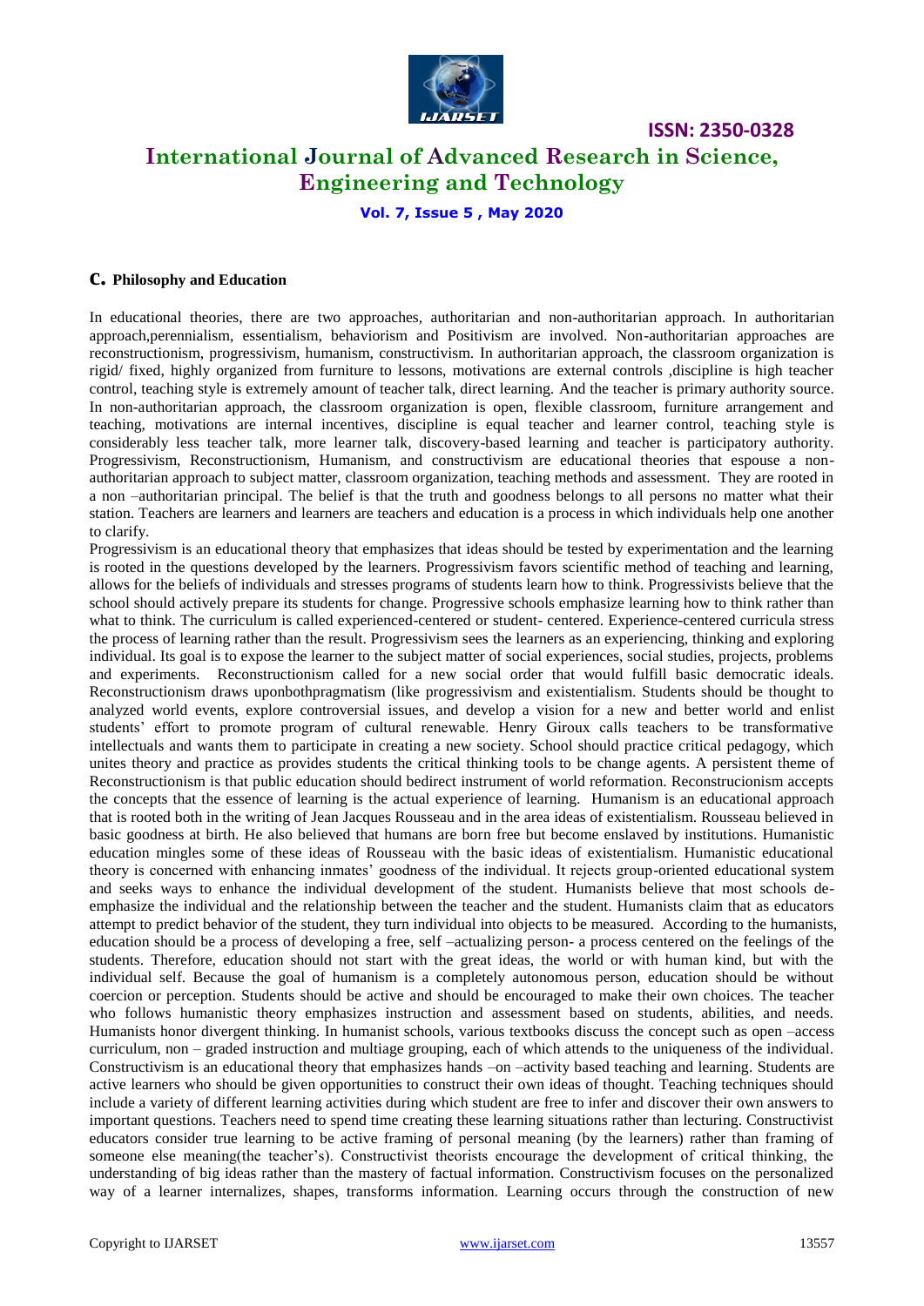## c. Philosophy and Education

In educational theories, there are two approaches, authoritarian and non-authoritarian approach. In authoritarian approach,perennialism, essentialism, behaviorism and Positivism are involved. Non-authoritarian approaches are reconstructionism, progressivism, humanism, constructivism. In authoritarian approach, the classroom organization is rigid/ fixed, highly organized from furniture to lessons, motivations are external controls ,discipline is high teacher control, teaching style is extremely amount of teacher talk, direct learning. And the teacher is primary authority source. In non-authoritarian approach, the classroom organization is open, flexible classroom, furniture arrangement and teaching, motivations are internal incentives, discipline is equal teacher and learner control, teaching style is considerably less teacher talk, more learner talk, discovery-based learning and teacher is participatory authority. Progressivism, Reconstructionism, Humanism, and constructivism are educational theories that espouse a non-authoritarian approach to subject matter, classroom organization, teaching methods and assessment. They are rooted in a non –authoritarian principal. The belief is that the truth and goodness belongs to all persons no matter what their station. Teachers are learners and learners are teachers and education is a process in which individuals help one another to clarify.

Progressivism is an educational theory that emphasizes that ideas should be tested by experimentation and the learning is rooted in the questions developed by the learners. Progressivism favors scientific method of teaching and learning, allows for the beliefs of individuals and stresses programs of students learn how to think. Progressivists believe that the school should actively prepare its students for change. Progressive schools emphasize learning how to think rather than what to think. The curriculum is called experienced-centered or student- centered. Experience-centered curricula stress the process of learning rather than the result. Progressivism sees the learners as an experiencing, thinking and exploring individual. Its goal is to expose the learner to the subject matter of social experiences, social studies, projects, problems and experiments. Reconstructionism called for a new social order that would fulfill basic democratic ideals. Reconstructionism draws uponbothpragmatism (like progressivism and existentialism. Students should be thought to analyzed world events, explore controversial issues, and develop a vision for a new and better world and enlist students' effort to promote program of cultural renewable. Henry Giroux calls teachers to be transformative intellectuals and wants them to participate in creating a new society. School should practice critical pedagogy, which unites theory and practice as provides students the critical thinking tools to be change agents. A persistent theme of Reconstructionism is that public education should bedirect instrument of world reformation. Reconstrucionism accepts the concepts that the essence of learning is the actual experience of learning. Humanism is an educational approach that is rooted both in the writing of Jean Jacques Rousseau and in the area ideas of existentialism. Rousseau believed in basic goodness at birth. He also believed that humans are born free but become enslaved by institutions. Humanistic education mingles some of these ideas of Rousseau with the basic ideas of existentialism. Humanistic educational theory is concerned with enhancing inmates' goodness of the individual. It rejects group-oriented educational system and seeks ways to enhance the individual development of the student. Humanists believe that most schools de-emphasize the individual and the relationship between the teacher and the student. Humanists claim that as educators attempt to predict behavior of the student, they turn individual into objects to be measured. According to the humanists, education should be a process of developing a free, self –actualizing person- a process centered on the feelings of the students. Therefore, education should not start with the great ideas, the world or with human kind, but with the individual self. Because the goal of humanism is a completely autonomous person, education should be without coercion or perception. Students should be active and should be encouraged to make their own choices. The teacher who follows humanistic theory emphasizes instruction and assessment based on students, abilities, and needs. Humanists honor divergent thinking. In humanist schools, various textbooks discuss the concept such as open –access curriculum, non – graded instruction and multiage grouping, each of which attends to the uniqueness of the individual. Constructivism is an educational theory that emphasizes hands –on –activity based teaching and learning. Students are active learners who should be given opportunities to construct their own ideas of thought. Teaching techniques should include a variety of different learning activities during which student are free to infer and discover their own answers to important questions. Teachers need to spend time creating these learning situations rather than lecturing. Constructivist educators consider true learning to be active framing of personal meaning (by the learners) rather than framing of someone else meaning(the teacher's). Constructivist theorists encourage the development of critical thinking, the understanding of big ideas rather than the mastery of factual information. Constructivism focuses on the personalized way of a learner internalizes, shapes, transforms information. Learning occurs through the construction of new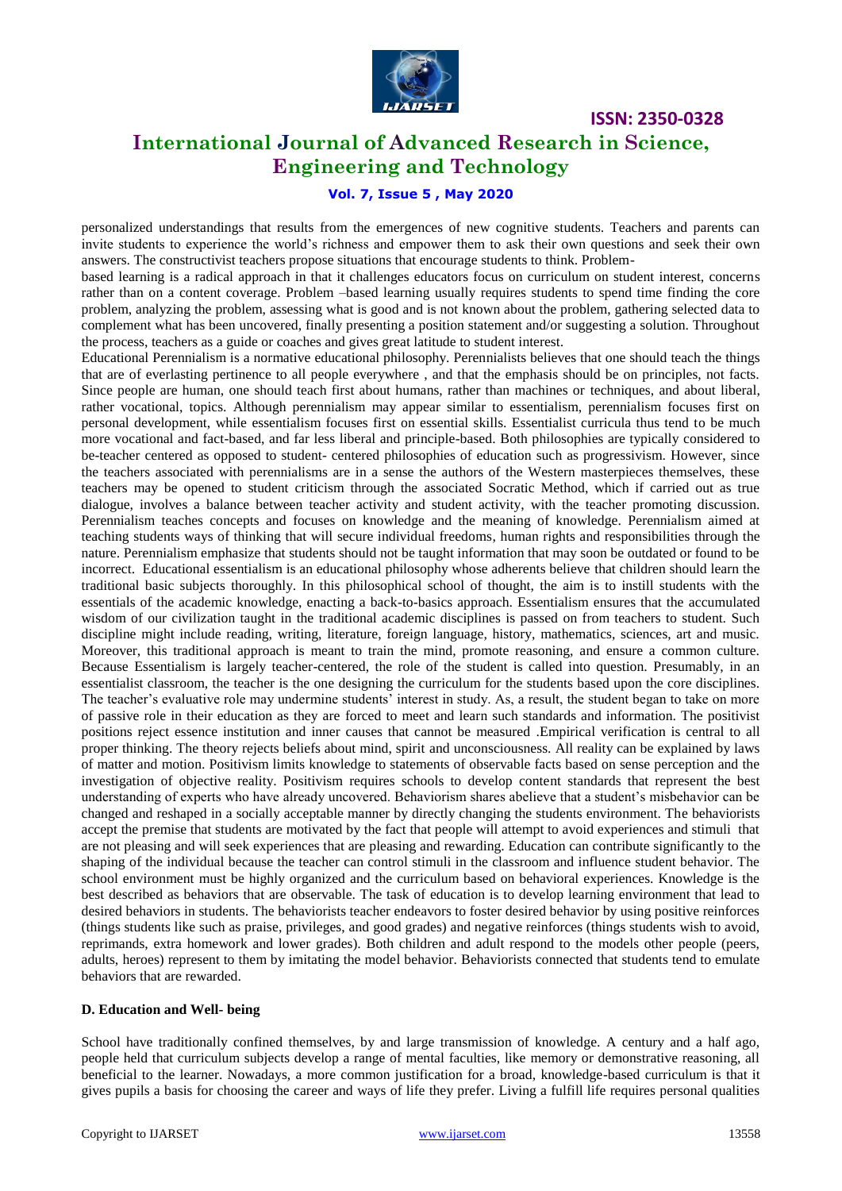personalized understandings that results from the emergences of new cognitive students. Teachers and parents can invite students to experience the world's richness and empower them to ask their own questions and seek their own answers. The constructivist teachers propose situations that encourage students to think. Problem-based learning is a radical approach in that it challenges educators focus on curriculum on student interest, concerns rather than on a content coverage. Problem –based learning usually requires students to spend time finding the core problem, analyzing the problem, assessing what is good and is not known about the problem, gathering selected data to complement what has been uncovered, finally presenting a position statement and/or suggesting a solution. Throughout the process, teachers as a guide or coaches and gives great latitude to student interest.

Educational Perennialism is a normative educational philosophy. Perennialists believes that one should teach the things that are of everlasting pertinence to all people everywhere , and that the emphasis should be on principles, not facts. Since people are human, one should teach first about humans, rather than machines or techniques, and about liberal, rather vocational, topics. Although perennialism may appear similar to essentialism, perennialism focuses first on personal development, while essentialism focuses first on essential skills. Essentialist curricula thus tend to be much more vocational and fact-based, and far less liberal and principle-based. Both philosophies are typically considered to be-teacher centered as opposed to student- centered philosophies of education such as progressivism. However, since the teachers associated with perennialisms are in a sense the authors of the Western masterpieces themselves, these teachers may be opened to student criticism through the associated Socratic Method, which if carried out as true dialogue, involves a balance between teacher activity and student activity, with the teacher promoting discussion. Perennialism teaches concepts and focuses on knowledge and the meaning of knowledge. Perennialism aimed at teaching students ways of thinking that will secure individual freedoms, human rights and responsibilities through the nature. Perennialism emphasize that students should not be taught information that may soon be outdated or found to be incorrect. Educational essentialism is an educational philosophy whose adherents believe that children should learn the traditional basic subjects thoroughly. In this philosophical school of thought, the aim is to instill students with the essentials of the academic knowledge, enacting a back-to-basics approach. Essentialism ensures that the accumulated wisdom of our civilization taught in the traditional academic disciplines is passed on from teachers to student. Such discipline might include reading, writing, literature, foreign language, history, mathematics, sciences, art and music. Moreover, this traditional approach is meant to train the mind, promote reasoning, and ensure a common culture. Because Essentialism is largely teacher-centered, the role of the student is called into question. Presumably, in an essentialist classroom, the teacher is the one designing the curriculum for the students based upon the core disciplines. The teacher's evaluative role may undermine students' interest in study. As, a result, the student began to take on more of passive role in their education as they are forced to meet and learn such standards and information. The positivist positions reject essence institution and inner causes that cannot be measured .Empirical verification is central to all proper thinking. The theory rejects beliefs about mind, spirit and unconsciousness. All reality can be explained by laws of matter and motion. Positivism limits knowledge to statements of observable facts based on sense perception and the investigation of objective reality. Positivism requires schools to develop content standards that represent the best understanding of experts who have already uncovered. Behaviorism shares abelieve that a student's misbehavior can be changed and reshaped in a socially acceptable manner by directly changing the students environment. The behaviorists accept the premise that students are motivated by the fact that people will attempt to avoid experiences and stimuli that are not pleasing and will seek experiences that are pleasing and rewarding. Education can contribute significantly to the shaping of the individual because the teacher can control stimuli in the classroom and influence student behavior. The school environment must be highly organized and the curriculum based on behavioral experiences. Knowledge is the best described as behaviors that are observable. The task of education is to develop learning environment that lead to desired behaviors in students. The behaviorists teacher endeavors to foster desired behavior by using positive reinforces (things students like such as praise, privileges, and good grades) and negative reinforces (things students wish to avoid, reprimands, extra homework and lower grades). Both children and adult respond to the models other people (peers, adults, heroes) represent to them by imitating the model behavior. Behaviorists connected that students tend to emulate behaviors that are rewarded.

### D. Education and Well- being

School have traditionally confined themselves, by and large transmission of knowledge. A century and a half ago, people held that curriculum subjects develop a range of mental faculties, like memory or demonstrative reasoning, all beneficial to the learner. Nowadays, a more common justification for a broad, knowledge-based curriculum is that it gives pupils a basis for choosing the career and ways of life they prefer. Living a fulfill life requires personal qualities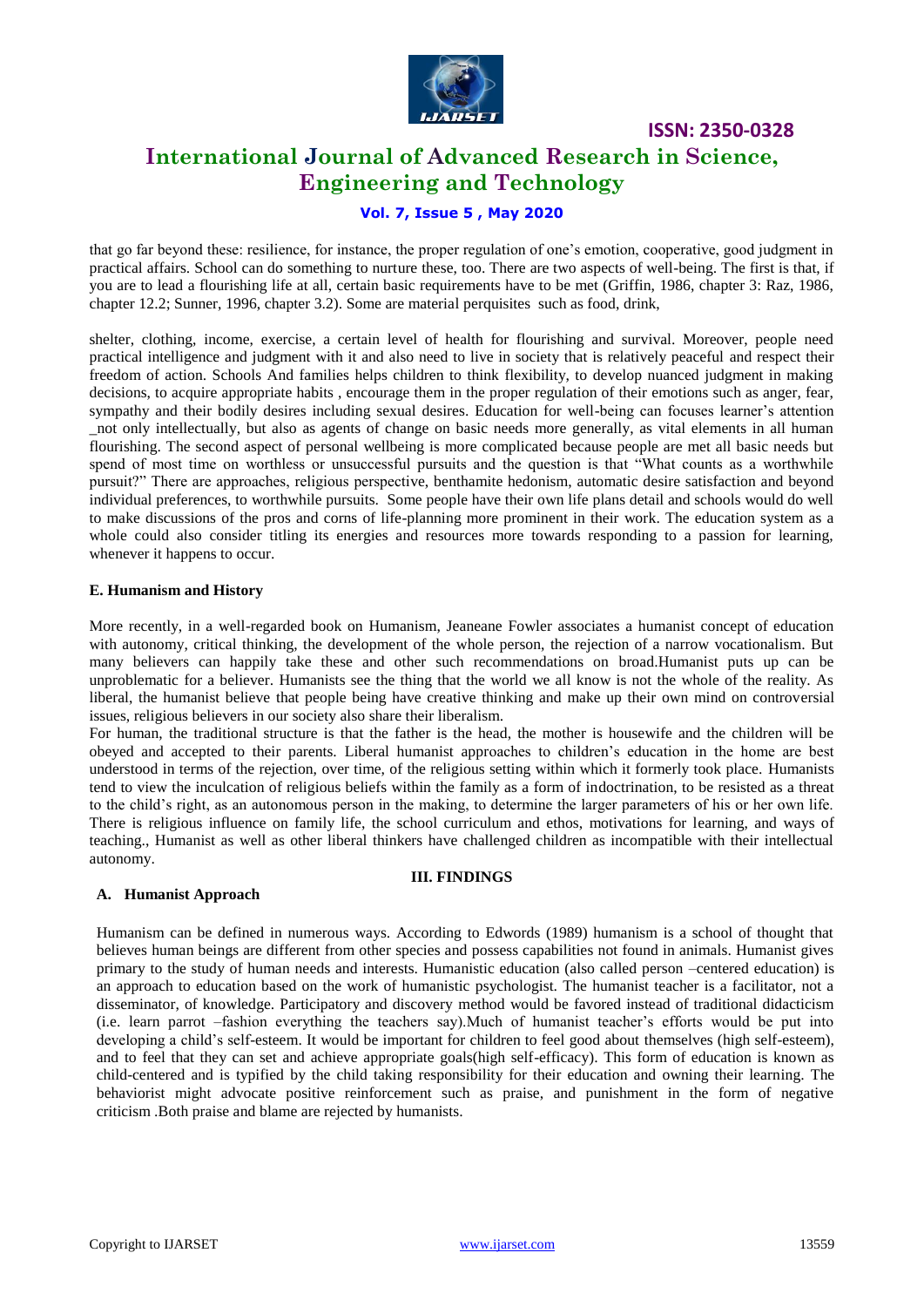that go far beyond these: resilience, for instance, the proper regulation of one's emotion, cooperative, good judgment in practical affairs. School can do something to nurture these, too. There are two aspects of well-being. The first is that, if you are to lead a flourishing life at all, certain basic requirements have to be met (Griffin, 1986, chapter 3: Raz, 1986, chapter 12.2; Sunner, 1996, chapter 3.2). Some are material perquisites such as food, drink,

shelter, clothing, income, exercise, a certain level of health for flourishing and survival. Moreover, people need practical intelligence and judgment with it and also need to live in society that is relatively peaceful and respect their freedom of action. Schools And families helps children to think flexibility, to develop nuanced judgment in making decisions, to acquire appropriate habits , encourage them in the proper regulation of their emotions such as anger, fear, sympathy and their bodily desires including sexual desires. Education for well-being can focuses learner's attention _not only intellectually, but also as agents of change on basic needs more generally, as vital elements in all human flourishing. The second aspect of personal wellbeing is more complicated because people are met all basic needs but spend of most time on worthless or unsuccessful pursuits and the question is that "What counts as a worthwhile pursuit?" There are approaches, religious perspective, benthamite hedonism, automatic desire satisfaction and beyond individual preferences, to worthwhile pursuits. Some people have their own life plans detail and schools would do well to make discussions of the pros and corns of life-planning more prominent in their work. The education system as a whole could also consider titling its energies and resources more towards responding to a passion for learning, whenever it happens to occur.

### E. Humanism and History

More recently, in a well-regarded book on Humanism, Jeaneane Fowler associates a humanist concept of education with autonomy, critical thinking, the development of the whole person, the rejection of a narrow vocationalism. But many believers can happily take these and other such recommendations on broad.Humanist puts up can be unproblematic for a believer. Humanists see the thing that the world we all know is not the whole of the reality. As liberal, the humanist believe that people being have creative thinking and make up their own mind on controversial issues, religious believers in our society also share their liberalism.

For human, the traditional structure is that the father is the head, the mother is housewife and the children will be obeyed and accepted to their parents. Liberal humanist approaches to children's education in the home are best understood in terms of the rejection, over time, of the religious setting within which it formerly took place. Humanists tend to view the inculcation of religious beliefs within the family as a form of indoctrination, to be resisted as a threat to the child's right, as an autonomous person in the making, to determine the larger parameters of his or her own life. There is religious influence on family life, the school curriculum and ethos, motivations for learning, and ways of teaching., Humanist as well as other liberal thinkers have challenged children as incompatible with their intellectual autonomy.

## III. FINDINGS

### A. Humanist Approach

Humanism can be defined in numerous ways. According to Edwords (1989) humanism is a school of thought that believes human beings are different from other species and possess capabilities not found in animals. Humanist gives primary to the study of human needs and interests. Humanistic education (also called person –centered education) is an approach to education based on the work of humanistic psychologist. The humanist teacher is a facilitator, not a disseminator, of knowledge. Participatory and discovery method would be favored instead of traditional didacticism (i.e. learn parrot –fashion everything the teachers say).Much of humanist teacher's efforts would be put into developing a child's self-esteem. It would be important for children to feel good about themselves (high self-esteem), and to feel that they can set and achieve appropriate goals(high self-efficacy). This form of education is known as child-centered and is typified by the child taking responsibility for their education and owning their learning. The behaviorist might advocate positive reinforcement such as praise, and punishment in the form of negative criticism .Both praise and blame are rejected by humanists.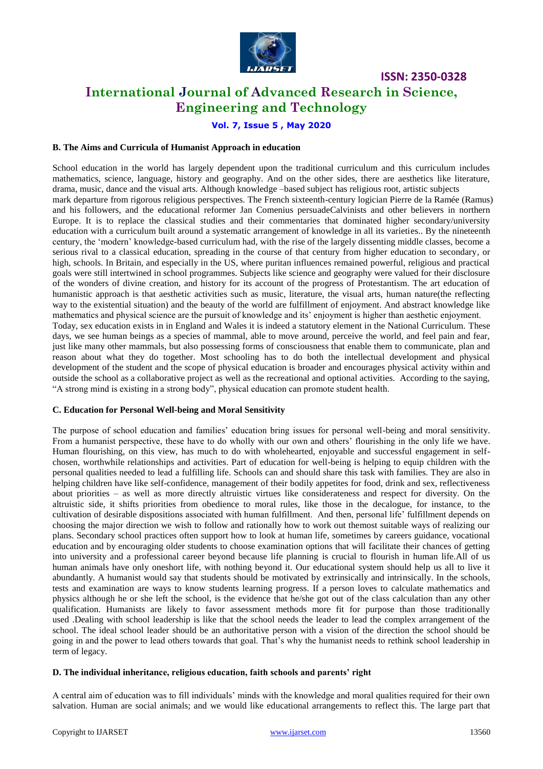### B. The Aims and Curricula of Humanist Approach in education

School education in the world has largely dependent upon the traditional curriculum and this curriculum includes mathematics, science, language, history and geography. And on the other sides, there are aesthetics like literature, drama, music, dance and the visual arts. Although knowledge –based subject has religious root, artistic subjects mark departure from rigorous religious perspectives. The French sixteenth-century logician Pierre de la Ramée (Ramus) and his followers, and the educational reformer Jan Comenius persuadeCalvinists and other believers in northern Europe. It is to replace the classical studies and their commentaries that dominated higher secondary/university education with a curriculum built around a systematic arrangement of knowledge in all its varieties.. By the nineteenth century, the 'modern' knowledge-based curriculum had, with the rise of the largely dissenting middle classes, become a serious rival to a classical education, spreading in the course of that century from higher education to secondary, or high, schools. In Britain, and especially in the US, where puritan influences remained powerful, religious and practical goals were still intertwined in school programmes. Subjects like science and geography were valued for their disclosure of the wonders of divine creation, and history for its account of the progress of Protestantism. The art education of humanistic approach is that aesthetic activities such as music, literature, the visual arts, human nature(the reflecting way to the existential situation) and the beauty of the world are fulfillment of enjoyment. And abstract knowledge like mathematics and physical science are the pursuit of knowledge and its' enjoyment is higher than aesthetic enjoyment.

Today, sex education exists in in England and Wales it is indeed a statutory element in the National Curriculum. These days, we see human beings as a species of mammal, able to move around, perceive the world, and feel pain and fear, just like many other mammals, but also possessing forms of consciousness that enable them to communicate, plan and reason about what they do together. Most schooling has to do both the intellectual development and physical development of the student and the scope of physical education is broader and encourages physical activity within and outside the school as a collaborative project as well as the recreational and optional activities. According to the saying, "A strong mind is existing in a strong body", physical education can promote student health.

### C. Education for Personal Well-being and Moral Sensitivity

The purpose of school education and families' education bring issues for personal well-being and moral sensitivity. From a humanist perspective, these have to do wholly with our own and others' flourishing in the only life we have. Human flourishing, on this view, has much to do with wholehearted, enjoyable and successful engagement in self-chosen, worthwhile relationships and activities. Part of education for well-being is helping to equip children with the personal qualities needed to lead a fulfilling life. Schools can and should share this task with families. They are also in helping children have like self-confidence, management of their bodily appetites for food, drink and sex, reflectiveness about priorities – as well as more directly altruistic virtues like considerateness and respect for diversity. On the altruistic side, it shifts priorities from obedience to moral rules, like those in the decalogue, for instance, to the cultivation of desirable dispositions associated with human fulfillment. And then, personal life' fulfillment depends on choosing the major direction we wish to follow and rationally how to work out themost suitable ways of realizing our plans. Secondary school practices often support how to look at human life, sometimes by careers guidance, vocational education and by encouraging older students to choose examination options that will facilitate their chances of getting into university and a professional career beyond because life planning is crucial to flourish in human life.All of us human animals have only oneshort life, with nothing beyond it. Our educational system should help us all to live it abundantly. A humanist would say that students should be motivated by extrinsically and intrinsically. In the schools, tests and examination are ways to know students learning progress. If a person loves to calculate mathematics and physics although he or she left the school, is the evidence that he/she got out of the class calculation than any other qualification. Humanists are likely to favor assessment methods more fit for purpose than those traditionally used .Dealing with school leadership is like that the school needs the leader to lead the complex arrangement of the school. The ideal school leader should be an authoritative person with a vision of the direction the school should be going in and the power to lead others towards that goal. That's why the humanist needs to rethink school leadership in term of legacy.

### D. The individual inheritance, religious education, faith schools and parents' right

A central aim of education was to fill individuals' minds with the knowledge and moral qualities required for their own salvation. Human are social animals; and we would like educational arrangements to reflect this. The large part that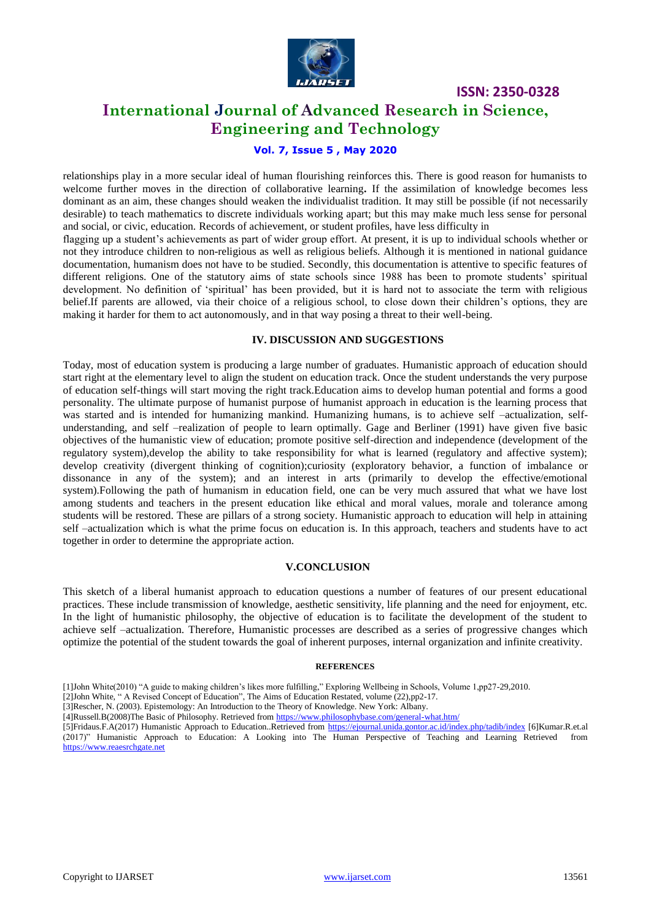relationships play in a more secular ideal of human flourishing reinforces this. There is good reason for humanists to welcome further moves in the direction of collaborative learning**.** If the assimilation of knowledge becomes less dominant as an aim, these changes should weaken the individualist tradition. It may still be possible (if not necessarily desirable) to teach mathematics to discrete individuals working apart; but this may make much less sense for personal and social, or civic, education. Records of achievement, or student profiles, have less difficulty in

flagging up a student's achievements as part of wider group effort. At present, it is up to individual schools whether or not they introduce children to non-religious as well as religious beliefs. Although it is mentioned in national guidance documentation, humanism does not have to be studied. Secondly, this documentation is attentive to specific features of different religions. One of the statutory aims of state schools since 1988 has been to promote students' spiritual development. No definition of 'spiritual' has been provided, but it is hard not to associate the term with religious belief.If parents are allowed, via their choice of a religious school, to close down their children's options, they are making it harder for them to act autonomously, and in that way posing a threat to their well-being.

## IV. DISCUSSION AND SUGGESTIONS

Today, most of education system is producing a large number of graduates. Humanistic approach of education should start right at the elementary level to align the student on education track. Once the student understands the very purpose of education self-things will start moving the right track.Education aims to develop human potential and forms a good personality. The ultimate purpose of humanist purpose of humanist approach in education is the learning process that was started and is intended for humanizing mankind. Humanizing humans, is to achieve self –actualization, self-understanding, and self –realization of people to learn optimally. Gage and Berliner (1991) have given five basic objectives of the humanistic view of education; promote positive self-direction and independence (development of the regulatory system),develop the ability to take responsibility for what is learned (regulatory and affective system); develop creativity (divergent thinking of cognition);curiosity (exploratory behavior, a function of imbalance or dissonance in any of the system); and an interest in arts (primarily to develop the effective/emotional system).Following the path of humanism in education field, one can be very much assured that what we have lost among students and teachers in the present education like ethical and moral values, morale and tolerance among students will be restored. These are pillars of a strong society. Humanistic approach to education will help in attaining self –actualization which is what the prime focus on education is. In this approach, teachers and students have to act together in order to determine the appropriate action.

## V.CONCLUSION

This sketch of a liberal humanist approach to education questions a number of features of our present educational practices. These include transmission of knowledge, aesthetic sensitivity, life planning and the need for enjoyment, etc. In the light of humanistic philosophy, the objective of education is to facilitate the development of the student to achieve self –actualization. Therefore, Humanistic processes are described as a series of progressive changes which optimize the potential of the student towards the goal of inherent purposes, internal organization and infinite creativity.

### REFERENCES

[1]John White(2010) "A guide to making children's likes more fulfilling," Exploring Wellbeing in Schools, Volume 1,pp27-29,2010.

[2]John White, " A Revised Concept of Education", The Aims of Education Restated, volume (22),pp2-17.

[3]Rescher, N. (2003). Epistemology: An Introduction to the Theory of Knowledge. New York: Albany.

[4]Russell.B(2008)The Basic of Philosophy. Retrieved from https://www.philosophybase.com/general-what.htm/

[5]Fridaus.F.A(2017) Humanistic Approach to Education..Retrieved from https://ejournal.unida.gontor.ac.id/index.php/tadib/index [6]Kumar.R.et.al (2017)" Humanistic Approach to Education: A Looking into The Human Perspective of Teaching and Learning Retrieved from https://www.reaesrchgate.net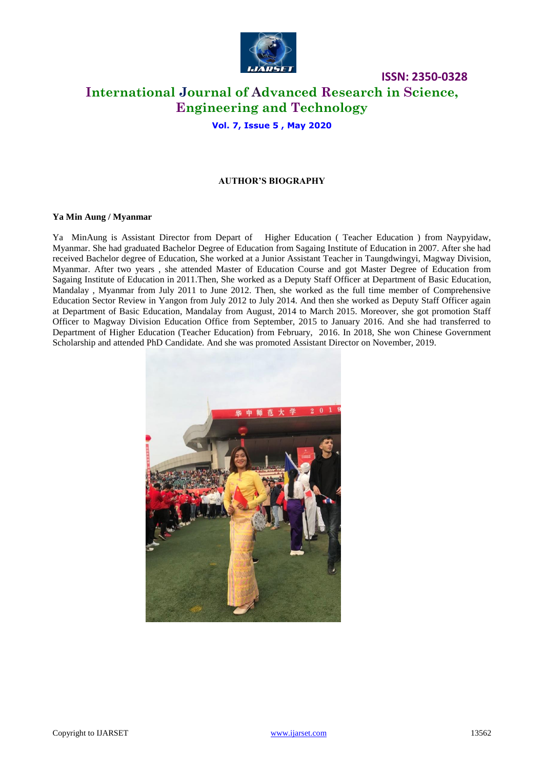**AUTHOR'S BIOGRAPHY**

**Ya Min Aung / Myanmar**

Ya MinAung is Assistant Director from Depart of Higher Education ( Teacher Education ) from Naypyidaw, Myanmar. She had graduated Bachelor Degree of Education from Sagaing Institute of Education in 2007. After she had received Bachelor degree of Education, She worked at a Junior Assistant Teacher in Taungdwingyi, Magway Division, Myanmar. After two years , she attended Master of Education Course and got Master Degree of Education from Sagaing Institute of Education in 2011.Then, She worked as a Deputy Staff Officer at Department of Basic Education, Mandalay , Myanmar from July 2011 to June 2012. Then, she worked as the full time member of Comprehensive Education Sector Review in Yangon from July 2012 to July 2014. And then she worked as Deputy Staff Officer again at Department of Basic Education, Mandalay from August, 2014 to March 2015. Moreover, she got promotion Staff Officer to Magway Division Education Office from September, 2015 to January 2016. And she had transferred to Department of Higher Education (Teacher Education) from February, 2016. In 2018, She won Chinese Government Scholarship and attended PhD Candidate. And she was promoted Assistant Director on November, 2019.